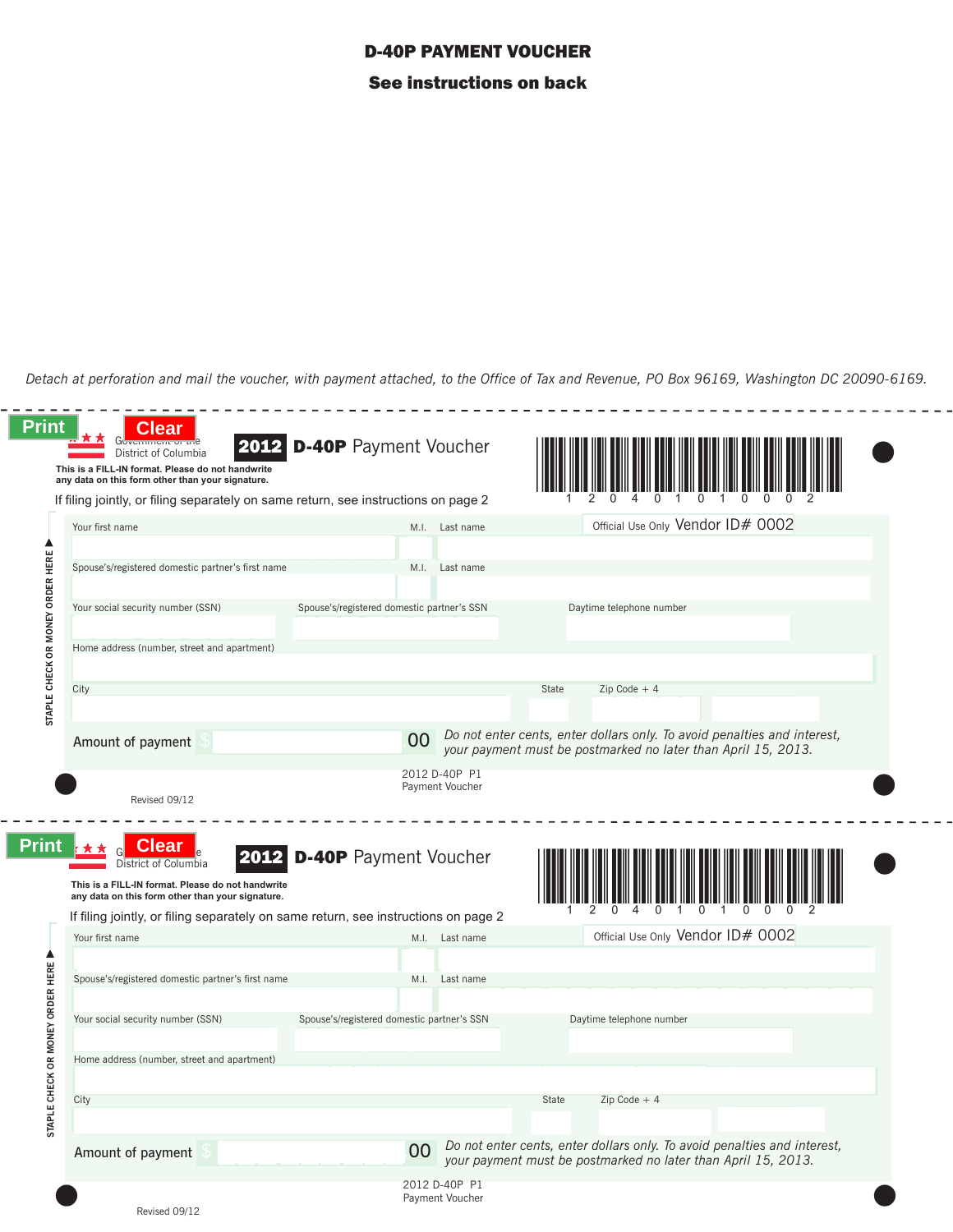# D-40P PAYMENT VOUCHER

**See instructions on back**

*Detach at perforation and mail the voucher, with payment attached, to the Office of Tax and Revenue, PO Box 96169, Washington DC 20090-6169.*

---

Print | Clear

Government of the District of Columbia

## 2012 D-40P Payment Voucher

1 2 0 4 0 1 0 1 0 0 0 2

**This is a FILL-IN format. Please do not handwrite any data on this form other than your signature.**

If filing jointly, or filing separately on same return, see instructions on page 2

Official Use Only Vendor ID# 0002

STAPLE CHECK OR MONEY ORDER HERE

Your first name | M.I. | Last name

Spouse's/registered domestic partner's first name | M.I. | Last name

Your social security number (SSN) | Spouse's/registered domestic partner's SSN | Daytime telephone number

Home address (number, street and apartment)

City | State | Zip Code + 4

Amount of payment $ .00

*Do not enter cents, enter dollars only. To avoid penalties and interest, your payment must be postmarked no later than April 15, 2013.*

2012 D-40P P1
Payment Voucher

Revised 09/12

---

Print | Clear

Government of the District of Columbia

## 2012 D-40P Payment Voucher

1 2 0 4 0 1 0 1 0 0 0 2

**This is a FILL-IN format. Please do not handwrite any data on this form other than your signature.**

If filing jointly, or filing separately on same return, see instructions on page 2

Official Use Only Vendor ID# 0002

STAPLE CHECK OR MONEY ORDER HERE

Your first name | M.I. | Last name

Spouse's/registered domestic partner's first name | M.I. | Last name

Your social security number (SSN) | Spouse's/registered domestic partner's SSN | Daytime telephone number

Home address (number, street and apartment)

City | State | Zip Code + 4

Amount of payment $ .00

*Do not enter cents, enter dollars only. To avoid penalties and interest, your payment must be postmarked no later than April 15, 2013.*

2012 D-40P P1
Payment Voucher

Revised 09/12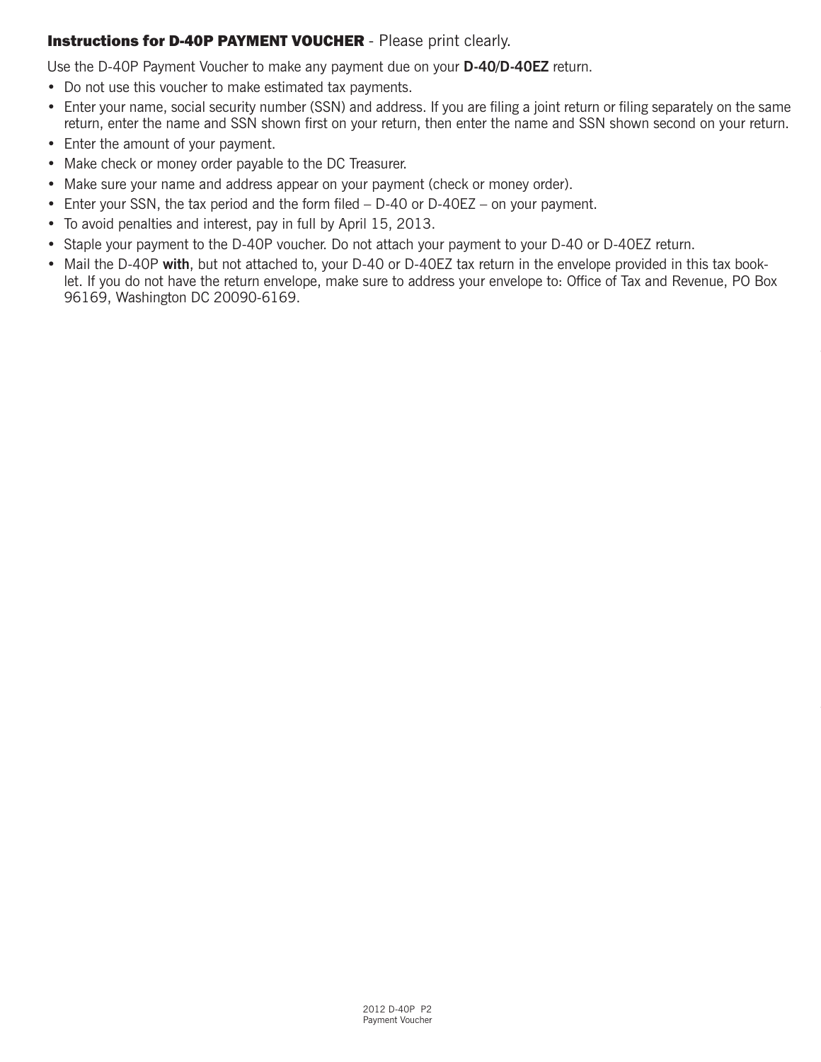**Instructions for D-40P PAYMENT VOUCHER** - Please print clearly.

Use the D-40P Payment Voucher to make any payment due on your **D-40/D-40EZ** return.

- Do not use this voucher to make estimated tax payments.
- Enter your name, social security number (SSN) and address. If you are filing a joint return or filing separately on the same return, enter the name and SSN shown first on your return, then enter the name and SSN shown second on your return.
- Enter the amount of your payment.
- Make check or money order payable to the DC Treasurer.
- Make sure your name and address appear on your payment (check or money order).
- Enter your SSN, the tax period and the form filed – D-40 or D-40EZ – on your payment.
- To avoid penalties and interest, pay in full by April 15, 2013.
- Staple your payment to the D-40P voucher. Do not attach your payment to your D-40 or D-40EZ return.
- Mail the D-40P **with**, but not attached to, your D-40 or D-40EZ tax return in the envelope provided in this tax booklet. If you do not have the return envelope, make sure to address your envelope to: Office of Tax and Revenue, PO Box 96169, Washington DC 20090-6169.